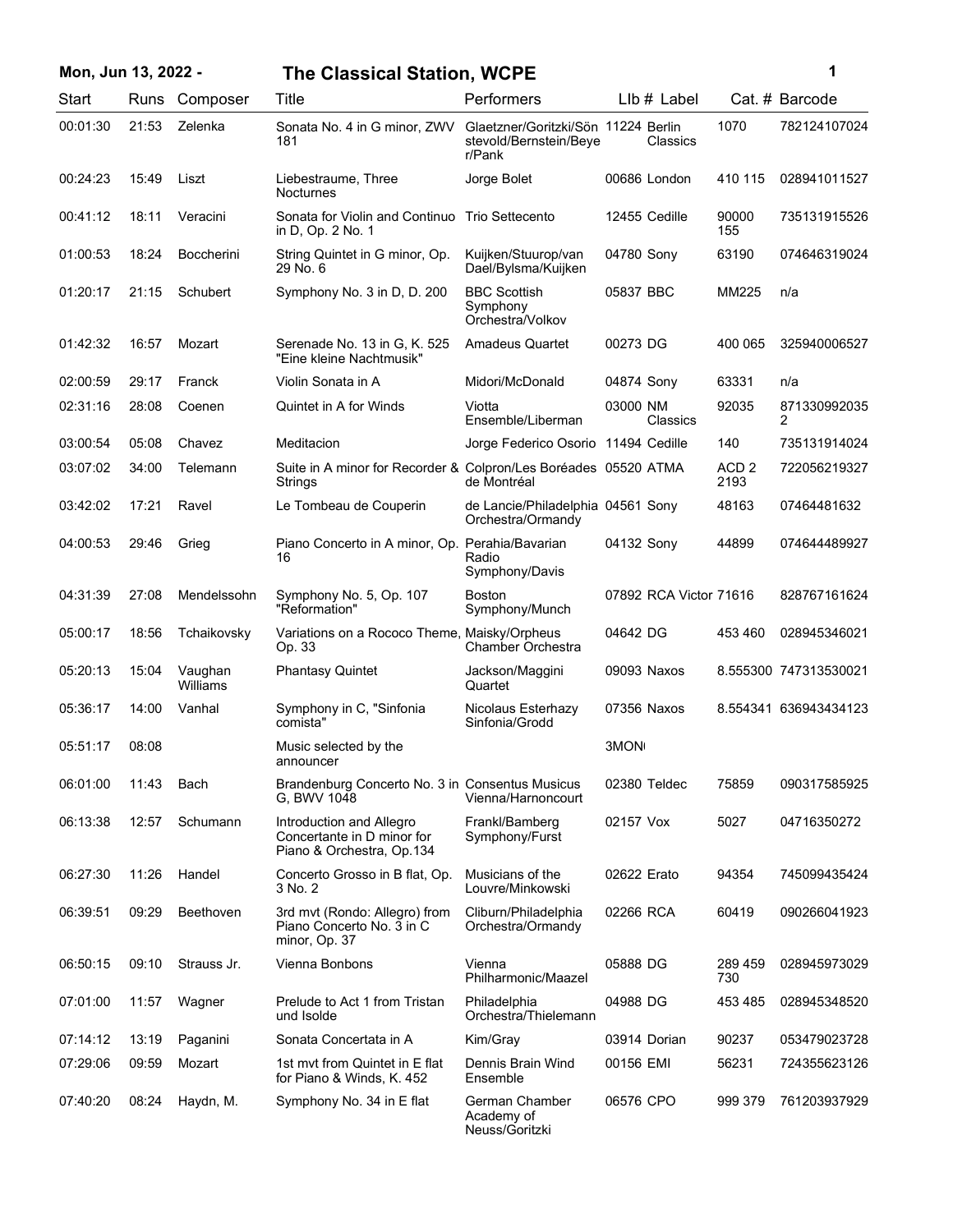**Mon, Jun 13, 2022 -** **The Classical Station, WCPE**

| Start | Runs | Composer | Title | Performers | LIb # | Label | Cat. # | Barcode |
|---|---|---|---|---|---|---|---|---|
| 00:01:30 | 21:53 | Zelenka | Sonata No. 4 in G minor, ZWV 181 | Glaetzner/Goritzki/Sönstevold/Bernstein/Beyer/Pank | 11224 | Berlin Classics | 1070 | 782124107024 |
| 00:24:23 | 15:49 | Liszt | Liebestraume, Three Nocturnes | Jorge Bolet | 00686 | London | 410 115 | 028941011527 |
| 00:41:12 | 18:11 | Veracini | Sonata for Violin and Continuo in D, Op. 2 No. 1 | Trio Settecento | 12455 | Cedille | 90000 155 | 735131915526 |
| 01:00:53 | 18:24 | Boccherini | String Quintet in G minor, Op. 29 No. 6 | Kuijken/Stuurop/van Dael/Bylsma/Kuijken | 04780 | Sony | 63190 | 074646319024 |
| 01:20:17 | 21:15 | Schubert | Symphony No. 3 in D, D. 200 | BBC Scottish Symphony Orchestra/Volkov | 05837 | BBC | MM225 | n/a |
| 01:42:32 | 16:57 | Mozart | Serenade No. 13 in G, K. 525 "Eine kleine Nachtmusik" | Amadeus Quartet | 00273 | DG | 400 065 | 325940006527 |
| 02:00:59 | 29:17 | Franck | Violin Sonata in A | Midori/McDonald | 04874 | Sony | 63331 | n/a |
| 02:31:16 | 28:08 | Coenen | Quintet in A for Winds | Viotta Ensemble/Liberman | 03000 | NM Classics | 92035 | 8713309920352 |
| 03:00:54 | 05:08 | Chavez | Meditacion | Jorge Federico Osorio | 11494 | Cedille | 140 | 735131914024 |
| 03:07:02 | 34:00 | Telemann | Suite in A minor for Recorder & Strings | Colpron/Les Boréades de Montréal | 05520 | ATMA | ACD 2 2193 | 722056219327 |
| 03:42:02 | 17:21 | Ravel | Le Tombeau de Couperin | de Lancie/Philadelphia Orchestra/Ormandy | 04561 | Sony | 48163 | 07464481632 |
| 04:00:53 | 29:46 | Grieg | Piano Concerto in A minor, Op. 16 | Perahia/Bavarian Radio Symphony/Davis | 04132 | Sony | 44899 | 074644489927 |
| 04:31:39 | 27:08 | Mendelssohn | Symphony No. 5, Op. 107 "Reformation" | Boston Symphony/Munch | 07892 | RCA Victor | 71616 | 828767161624 |
| 05:00:17 | 18:56 | Tchaikovsky | Variations on a Rococo Theme, Op. 33 | Maisky/Orpheus Chamber Orchestra | 04642 | DG | 453 460 | 028945346021 |
| 05:20:13 | 15:04 | Vaughan Williams | Phantasy Quintet | Jackson/Maggini Quartet | 09093 | Naxos | 8.555300 | 747313530021 |
| 05:36:17 | 14:00 | Vanhal | Symphony in C, "Sinfonia comista" | Nicolaus Esterhazy Sinfonia/Grodd | 07356 | Naxos | 8.554341 | 636943434123 |
| 05:51:17 | 08:08 | | Music selected by the announcer | | 3MON | | | |
| 06:01:00 | 11:43 | Bach | Brandenburg Concerto No. 3 in G, BWV 1048 | Consentus Musicus Vienna/Harnoncourt | 02380 | Teldec | 75859 | 090317585925 |
| 06:13:38 | 12:57 | Schumann | Introduction and Allegro Concertante in D minor for Piano & Orchestra, Op.134 | Frankl/Bamberg Symphony/Furst | 02157 | Vox | 5027 | 04716350272 |
| 06:27:30 | 11:26 | Handel | Concerto Grosso in B flat, Op. 3 No. 2 | Musicians of the Louvre/Minkowski | 02622 | Erato | 94354 | 745099435424 |
| 06:39:51 | 09:29 | Beethoven | 3rd mvt (Rondo: Allegro) from Piano Concerto No. 3 in C minor, Op. 37 | Cliburn/Philadelphia Orchestra/Ormandy | 02266 | RCA | 60419 | 090266041923 |
| 06:50:15 | 09:10 | Strauss Jr. | Vienna Bonbons | Vienna Philharmonic/Maazel | 05888 | DG | 289 459 730 | 028945973029 |
| 07:01:00 | 11:57 | Wagner | Prelude to Act 1 from Tristan und Isolde | Philadelphia Orchestra/Thielemann | 04988 | DG | 453 485 | 028945348520 |
| 07:14:12 | 13:19 | Paganini | Sonata Concertata in A | Kim/Gray | 03914 | Dorian | 90237 | 053479023728 |
| 07:29:06 | 09:59 | Mozart | 1st mvt from Quintet in E flat for Piano & Winds, K. 452 | Dennis Brain Wind Ensemble | 00156 | EMI | 56231 | 724355623126 |
| 07:40:20 | 08:24 | Haydn, M. | Symphony No. 34 in E flat | German Chamber Academy of Neuss/Goritzki | 06576 | CPO | 999 379 | 761203937929 |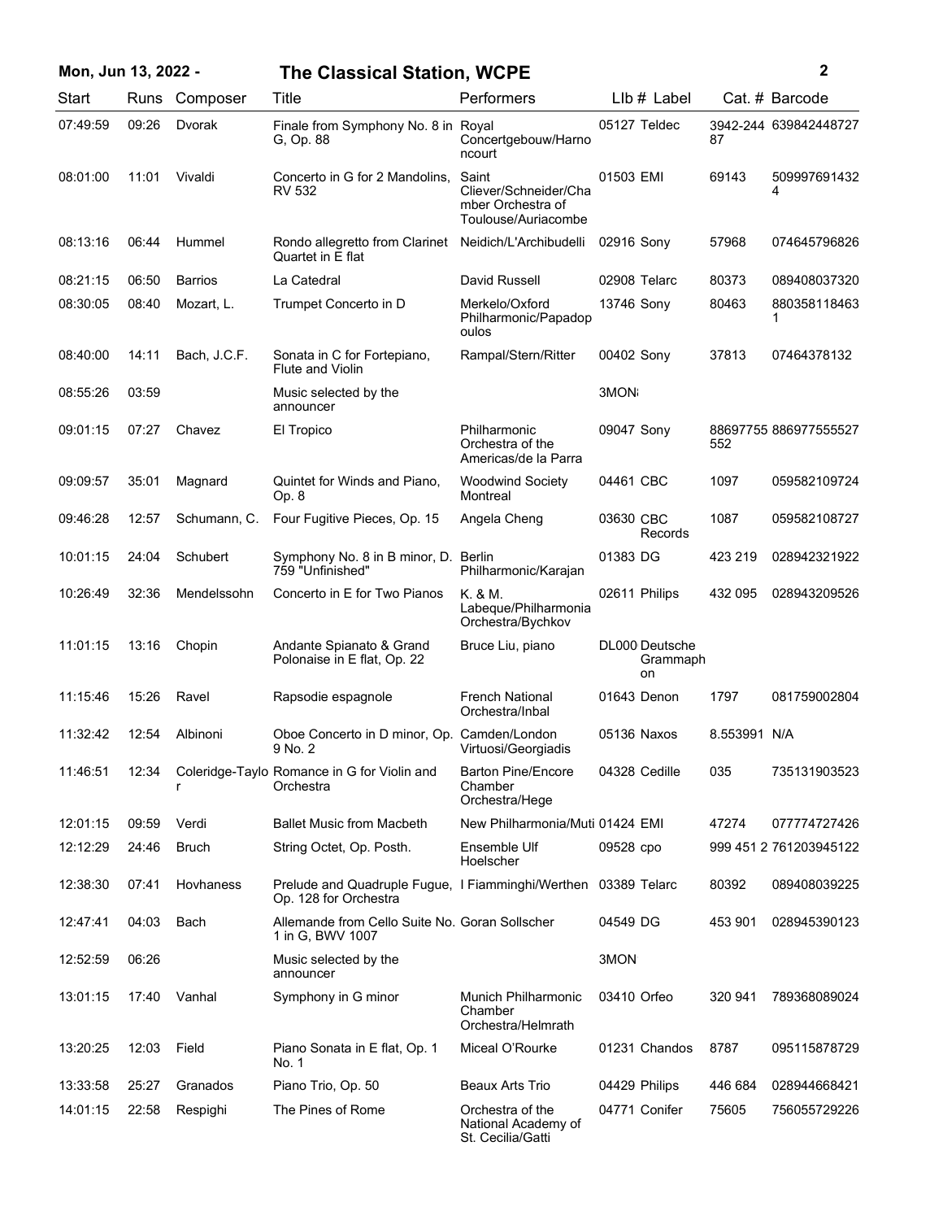| Start | Runs | Composer | Title | Performers | Llb # | Label | Cat. # | Barcode |
|---|---|---|---|---|---|---|---|---|
| 07:49:59 | 09:26 | Dvorak | Finale from Symphony No. 8 in G, Op. 88 | Royal Concertgebouw/Harnoncourt | 05127 | Teldec | 3942-24487 | 639842448727 |
| 08:01:00 | 11:01 | Vivaldi | Concerto in G for 2 Mandolins, RV 532 | Saint Cliever/Schneider/Chamber Orchestra of Toulouse/Auriacombe | 01503 | EMI | 69143 | 5099976914324 |
| 08:13:16 | 06:44 | Hummel | Rondo allegretto from Clarinet Quartet in E flat | Neidich/L'Archibudelli | 02916 | Sony | 57968 | 074645796826 |
| 08:21:15 | 06:50 | Barrios | La Catedral | David Russell | 02908 | Telarc | 80373 | 089408037320 |
| 08:30:05 | 08:40 | Mozart, L. | Trumpet Concerto in D | Merkelo/Oxford Philharmonic/Papadopoulos | 13746 | Sony | 80463 | 8803581184631 |
| 08:40:00 | 14:11 | Bach, J.C.F. | Sonata in C for Fortepiano, Flute and Violin | Rampal/Stern/Ritter | 00402 | Sony | 37813 | 07464378132 |
| 08:55:26 | 03:59 | | Music selected by the announcer | | 3MON | | | |
| 09:01:15 | 07:27 | Chavez | El Tropico | Philharmonic Orchestra of the Americas/de la Parra | 09047 | Sony | 88697755552 | 886977555527 |
| 09:09:57 | 35:01 | Magnard | Quintet for Winds and Piano, Op. 8 | Woodwind Society Montreal | 04461 | CBC | 1097 | 059582109724 |
| 09:46:28 | 12:57 | Schumann, C. | Four Fugitive Pieces, Op. 15 | Angela Cheng | 03630 | CBC Records | 1087 | 059582108727 |
| 10:01:15 | 24:04 | Schubert | Symphony No. 8 in B minor, D. 759 "Unfinished" | Berlin Philharmonic/Karajan | 01383 | DG | 423 219 | 028942321922 |
| 10:26:49 | 32:36 | Mendelssohn | Concerto in E for Two Pianos | K. & M. Labeque/Philharmonia Orchestra/Bychkov | 02611 | Philips | 432 095 | 028943209526 |
| 11:01:15 | 13:16 | Chopin | Andante Spianato & Grand Polonaise in E flat, Op. 22 | Bruce Liu, piano | DL000 | Deutsche Grammophon | | |
| 11:15:46 | 15:26 | Ravel | Rapsodie espagnole | French National Orchestra/Inbal | 01643 | Denon | 1797 | 081759002804 |
| 11:32:42 | 12:54 | Albinoni | Oboe Concerto in D minor, Op. 9 No. 2 | Camden/London Virtuosi/Georgiadis | 05136 | Naxos | 8.553991 | N/A |
| 11:46:51 | 12:34 | Coleridge-Taylor | Romance in G for Violin and Orchestra | Barton Pine/Encore Chamber Orchestra/Hege | 04328 | Cedille | 035 | 735131903523 |
| 12:01:15 | 09:59 | Verdi | Ballet Music from Macbeth | New Philharmonia/Muti | 01424 | EMI | 47274 | 077774727426 |
| 12:12:29 | 24:46 | Bruch | String Octet, Op. Posth. | Ensemble Ulf Hoelscher | 09528 | cpo | 999 451 2 | 761203945122 |
| 12:38:30 | 07:41 | Hovhaness | Prelude and Quadruple Fugue, Op. 128 for Orchestra | I Fiamminghi/Werthen | 03389 | Telarc | 80392 | 089408039225 |
| 12:47:41 | 04:03 | Bach | Allemande from Cello Suite No. 1 in G, BWV 1007 | Goran Sollscher | 04549 | DG | 453 901 | 028945390123 |
| 12:52:59 | 06:26 | | Music selected by the announcer | | 3MON | | | |
| 13:01:15 | 17:40 | Vanhal | Symphony in G minor | Munich Philharmonic Chamber Orchestra/Helmrath | 03410 | Orfeo | 320 941 | 789368089024 |
| 13:20:25 | 12:03 | Field | Piano Sonata in E flat, Op. 1 No. 1 | Miceal O'Rourke | 01231 | Chandos | 8787 | 095115878729 |
| 13:33:58 | 25:27 | Granados | Piano Trio, Op. 50 | Beaux Arts Trio | 04429 | Philips | 446 684 | 028944668421 |
| 14:01:15 | 22:58 | Respighi | The Pines of Rome | Orchestra of the National Academy of St. Cecilia/Gatti | 04771 | Conifer | 75605 | 756055729226 |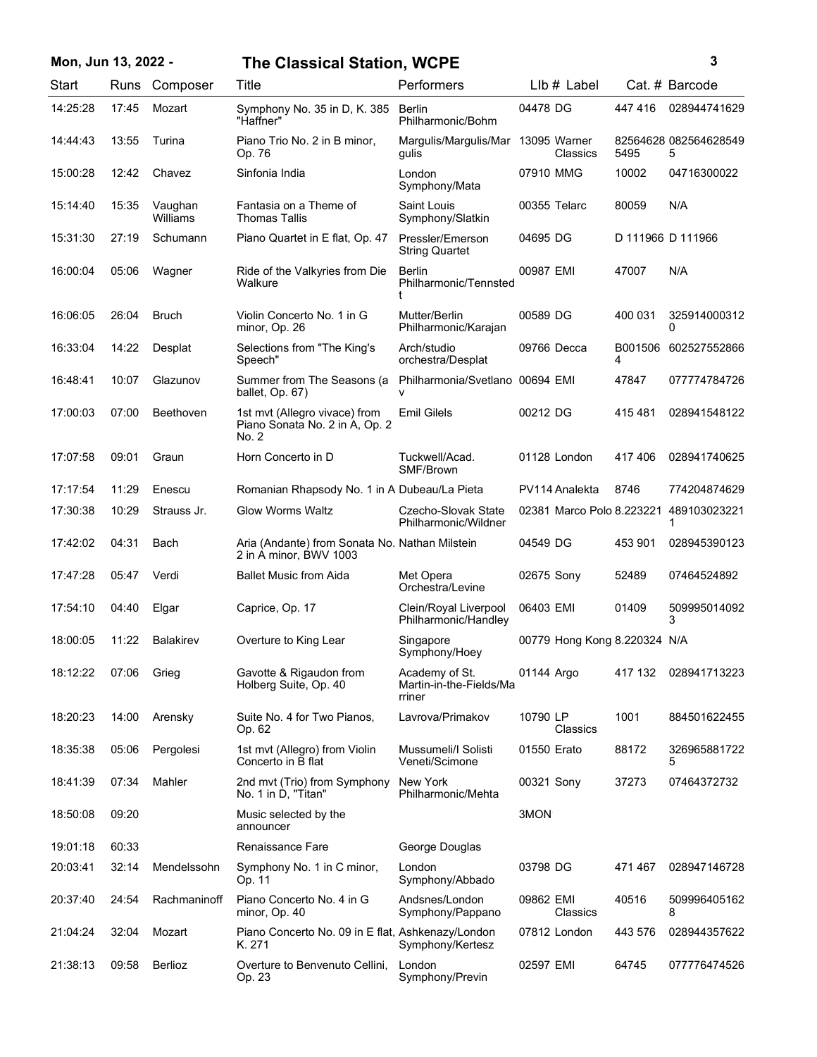| Start | Runs | Composer | Title | Performers | Llb # | Label | Cat. # | Barcode |
|---|---|---|---|---|---|---|---|---|
| 14:25:28 | 17:45 | Mozart | Symphony No. 35 in D, K. 385 "Haffner" | Berlin Philharmonic/Bohm | 04478 | DG | 447 416 | 028944741629 |
| 14:44:43 | 13:55 | Turina | Piano Trio No. 2 in B minor, Op. 76 | Margulis/Margulis/Margulis | 13095 | Warner Classics | 825646285495 | 0825646285495 |
| 15:00:28 | 12:42 | Chavez | Sinfonia India | London Symphony/Mata | 07910 | MMG | 10002 | 04716300022 |
| 15:14:40 | 15:35 | Vaughan Williams | Fantasia on a Theme of Thomas Tallis | Saint Louis Symphony/Slatkin | 00355 | Telarc | 80059 | N/A |
| 15:31:30 | 27:19 | Schumann | Piano Quartet in E flat, Op. 47 | Pressler/Emerson String Quartet | 04695 | DG | D 111966 | D 111966 |
| 16:00:04 | 05:06 | Wagner | Ride of the Valkyries from Die Walkure | Berlin Philharmonic/Tennstedt | 00987 | EMI | 47007 | N/A |
| 16:06:05 | 26:04 | Bruch | Violin Concerto No. 1 in G minor, Op. 26 | Mutter/Berlin Philharmonic/Karajan | 00589 | DG | 400 031 | 3259140003120 |
| 16:33:04 | 14:22 | Desplat | Selections from "The King's Speech" | Arch/studio orchestra/Desplat | 09766 | Decca | B0015064 | 602527552866 |
| 16:48:41 | 10:07 | Glazunov | Summer from The Seasons (a ballet, Op. 67) | Philharmonia/Svetlanov | 00694 | EMI | 47847 | 077774784726 |
| 17:00:03 | 07:00 | Beethoven | 1st mvt (Allegro vivace) from Piano Sonata No. 2 in A, Op. 2 No. 2 | Emil Gilels | 00212 | DG | 415 481 | 028941548122 |
| 17:07:58 | 09:01 | Graun | Horn Concerto in D | Tuckwell/Acad. SMF/Brown | 01128 | London | 417 406 | 028941740625 |
| 17:17:54 | 11:29 | Enescu | Romanian Rhapsody No. 1 in A | Dubeau/La Pieta | PV114 | Analekta | 8746 | 774204874629 |
| 17:30:38 | 10:29 | Strauss Jr. | Glow Worms Waltz | Czecho-Slovak State Philharmonic/Wildner | 02381 | Marco Polo | 8.223221 | 4891030232211 |
| 17:42:02 | 04:31 | Bach | Aria (Andante) from Sonata No. 2 in A minor, BWV 1003 | Nathan Milstein | 04549 | DG | 453 901 | 028945390123 |
| 17:47:28 | 05:47 | Verdi | Ballet Music from Aida | Met Opera Orchestra/Levine | 02675 | Sony | 52489 | 07464524892 |
| 17:54:10 | 04:40 | Elgar | Caprice, Op. 17 | Clein/Royal Liverpool Philharmonic/Handley | 06403 | EMI | 01409 | 5099950140923 |
| 18:00:05 | 11:22 | Balakirev | Overture to King Lear | Singapore Symphony/Hoey | 00779 | Hong Kong | 8.220324 | N/A |
| 18:12:22 | 07:06 | Grieg | Gavotte & Rigaudon from Holberg Suite, Op. 40 | Academy of St. Martin-in-the-Fields/Marriner | 01144 | Argo | 417 132 | 028941713223 |
| 18:20:23 | 14:00 | Arensky | Suite No. 4 for Two Pianos, Op. 62 | Lavrova/Primakov | 10790 | LP Classics | 1001 | 884501622455 |
| 18:35:38 | 05:06 | Pergolesi | 1st mvt (Allegro) from Violin Concerto in B flat | Mussumeli/I Solisti Veneti/Scimone | 01550 | Erato | 88172 | 3269658817225 |
| 18:41:39 | 07:34 | Mahler | 2nd mvt (Trio) from Symphony No. 1 in D, "Titan" | New York Philharmonic/Mehta | 00321 | Sony | 37273 | 07464372732 |
| 18:50:08 | 09:20 | | Music selected by the announcer | | 3MON | | | |
| 19:01:18 | 60:33 | | Renaissance Fare | George Douglas | | | | |
| 20:03:41 | 32:14 | Mendelssohn | Symphony No. 1 in C minor, Op. 11 | London Symphony/Abbado | 03798 | DG | 471 467 | 028947146728 |
| 20:37:40 | 24:54 | Rachmaninoff | Piano Concerto No. 4 in G minor, Op. 40 | Andsnes/London Symphony/Pappano | 09862 | EMI Classics | 40516 | 5099964051628 |
| 21:04:24 | 32:04 | Mozart | Piano Concerto No. 09 in E flat, K. 271 | Ashkenazy/London Symphony/Kertesz | 07812 | London | 443 576 | 028944357622 |
| 21:38:13 | 09:58 | Berlioz | Overture to Benvenuto Cellini, Op. 23 | London Symphony/Previn | 02597 | EMI | 64745 | 077776474526 |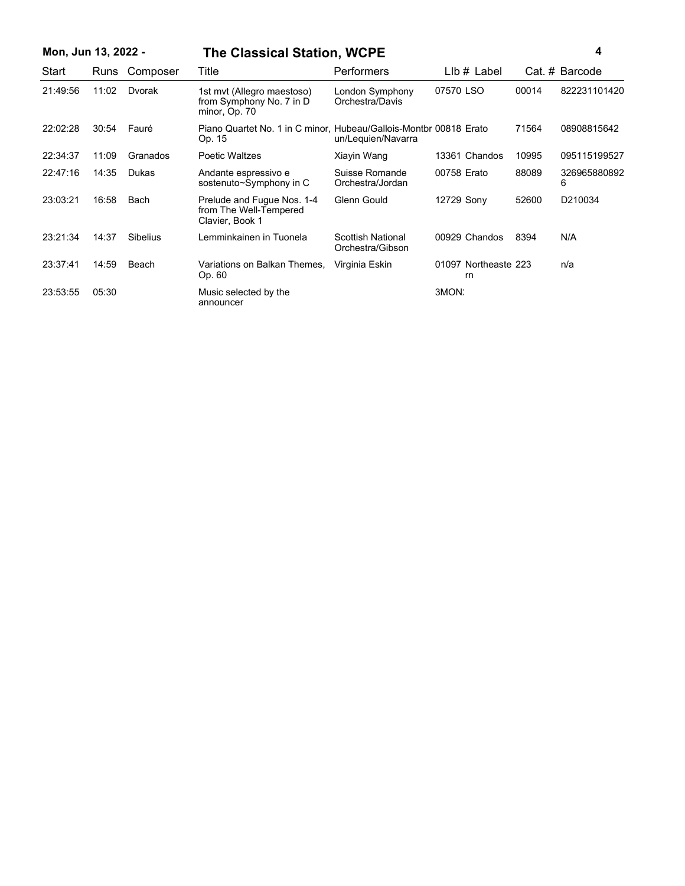## Mon, Jun 13, 2022 - The Classical Station, WCPE

| Start | Runs | Composer | Title | Performers | Llb # | Label | Cat. # | Barcode |
|---|---|---|---|---|---|---|---|---|
| 21:49:56 | 11:02 | Dvorak | 1st mvt (Allegro maestoso) from Symphony No. 7 in D minor, Op. 70 | London Symphony Orchestra/Davis | 07570 | LSO | 00014 | 822231101420 |
| 22:02:28 | 30:54 | Fauré | Piano Quartet No. 1 in C minor, Op. 15 | Hubeau/Gallois-Montbrun/Lequien/Navarra | 00818 | Erato | 71564 | 08908815642 |
| 22:34:37 | 11:09 | Granados | Poetic Waltzes | Xiayin Wang | 13361 | Chandos | 10995 | 095115199527 |
| 22:47:16 | 14:35 | Dukas | Andante espressivo e sostenuto~Symphony in C | Suisse Romande Orchestra/Jordan | 00758 | Erato | 88089 | 3269658808926 |
| 23:03:21 | 16:58 | Bach | Prelude and Fugue Nos. 1-4 from The Well-Tempered Clavier, Book 1 | Glenn Gould | 12729 | Sony | 52600 | D210034 |
| 23:21:34 | 14:37 | Sibelius | Lemminkainen in Tuonela | Scottish National Orchestra/Gibson | 00929 | Chandos | 8394 | N/A |
| 23:37:41 | 14:59 | Beach | Variations on Balkan Themes, Op. 60 | Virginia Eskin | 01097 | Northeastern | 223 | n/a |
| 23:53:55 | 05:30 | | Music selected by the announcer | | 3MON: | | | |